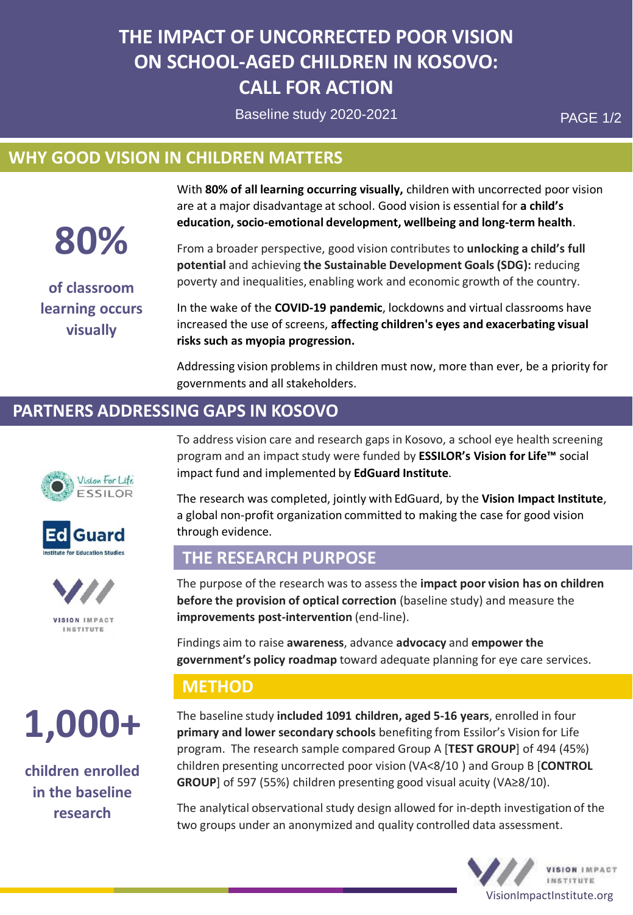# THE IMPACT OF UNCORRECTED POOR VISION ON SCHOOL-AGED CHILDREN IN KOSOVO: CALL FOR ACTION

Baseline study 2020-2021

## WHY GOOD VISION IN CHILDREN MATTERS

**80%**

**of classroom learning occurs visually**

With **80% of all learning occurring visually,** children with uncorrected poor vision are at a major disadvantage at school. Good vision is essential for **a child's education, socio-emotional development, wellbeing and long-term health**.

From a broader perspective, good vision contributes to **unlocking a child's full potential** and achieving **the Sustainable Development Goals (SDG):** reducing poverty and inequalities, enabling work and economic growth of the country.

In the wake of the **COVID-19 pandemic**, lockdowns and virtual classrooms have increased the use of screens, **affecting children's eyes and exacerbating visual risks such as myopia progression.**

Addressing vision problems in children must now, more than ever, be a priority for governments and all stakeholders.

## PARTNERS ADDRESSING GAPS IN KOSOVO

Vision For Life ESSILOR

Ed Guard Institute for Education Studies

VISION IMPACT INSTITUTE

To address vision care and research gaps in Kosovo, a school eye health screening program and an impact study were funded by **ESSILOR's Vision for Life™** social impact fund and implemented by **EdGuard Institute**.

The research was completed, jointly with EdGuard, by the **Vision Impact Institute**, a global non-profit organization committed to making the case for good vision through evidence.

## THE RESEARCH PURPOSE

The purpose of the research was to assess the **impact poor vision has on children before the provision of optical correction** (baseline study) and measure the **improvements post-intervention** (end-line).

Findings aim to raise **awareness**, advance **advocacy** and **empower the government's policy roadmap** toward adequate planning for eye care services.

## METHOD

**1,000+**

**children enrolled in the baseline research**

The baseline study **included 1091 children, aged 5-16 years**, enrolled in four **primary and lower secondary schools** benefiting from Essilor's Vision for Life program. The research sample compared Group A [**TEST GROUP**] of 494 (45%) children presenting uncorrected poor vision (VA<8/10 ) and Group B [**CONTROL GROUP**] of 597 (55%) children presenting good visual acuity (VA≥8/10).

The analytical observational study design allowed for in-depth investigation of the two groups under an anonymized and quality controlled data assessment.

VISION IMPACT INSTITUTE

VisionImpactInstitute.org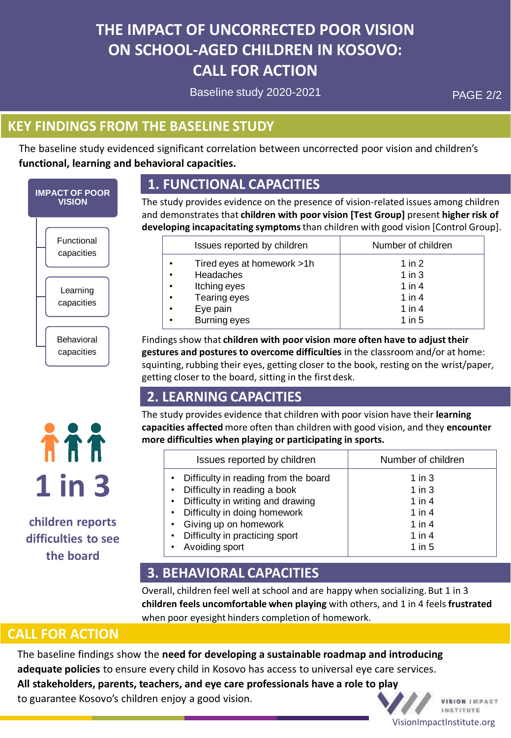# THE IMPACT OF UNCORRECTED POOR VISION ON SCHOOL-AGED CHILDREN IN KOSOVO: CALL FOR ACTION

Baseline study 2020-2021

## KEY FINDINGS FROM THE BASELINE STUDY

The baseline study evidenced significant correlation between uncorrected poor vision and children's **functional, learning and behavioral capacities.**

**IMPACT OF POOR VISION**

- Functional capacities
- Learning capacities
- Behavioral capacities

**1 in 3**

**children reports difficulties to see the board**

### 1. FUNCTIONAL CAPACITIES

The study provides evidence on the presence of vision-related issues among children and demonstrates that **children with poor vision [Test Group]** present **higher risk of developing incapacitating symptoms** than children with good vision [Control Group].

| Issues reported by children | Number of children |
|---|---|
| Tired eyes at homework >1h | 1 in 2 |
| Headaches | 1 in 3 |
| Itching eyes | 1 in 4 |
| Tearing eyes | 1 in 4 |
| Eye pain | 1 in 4 |
| Burning eyes | 1 in 5 |

Findings show that **children with poor vision more often have to adjust their gestures and postures to overcome difficulties** in the classroom and/or at home: squinting, rubbing their eyes, getting closer to the book, resting on the wrist/paper, getting closer to the board, sitting in the first desk.

### 2. LEARNING CAPACITIES

The study provides evidence that children with poor vision have their **learning capacities affected** more often than children with good vision, and they **encounter more difficulties when playing or participating in sports.**

| Issues reported by children | Number of children |
|---|---|
| Difficulty in reading from the board | 1 in 3 |
| Difficulty in reading a book | 1 in 3 |
| Difficulty in writing and drawing | 1 in 4 |
| Difficulty in doing homework | 1 in 4 |
| Giving up on homework | 1 in 4 |
| Difficulty in practicing sport | 1 in 4 |
| Avoiding sport | 1 in 5 |

### 3. BEHAVIORAL CAPACITIES

Overall, children feel well at school and are happy when socializing. But 1 in 3 **children feels uncomfortable when playing** with others, and 1 in 4 feels **frustrated** when poor eyesight hinders completion of homework.

## CALL FOR ACTION

The baseline findings show the **need for developing a sustainable roadmap and introducing adequate policies** to ensure every child in Kosovo has access to universal eye care services. **All stakeholders, parents, teachers, and eye care professionals have a role to play** to guarantee Kosovo's children enjoy a good vision.

VISION IMPACT INSTITUTE

VisionImpactInstitute.org